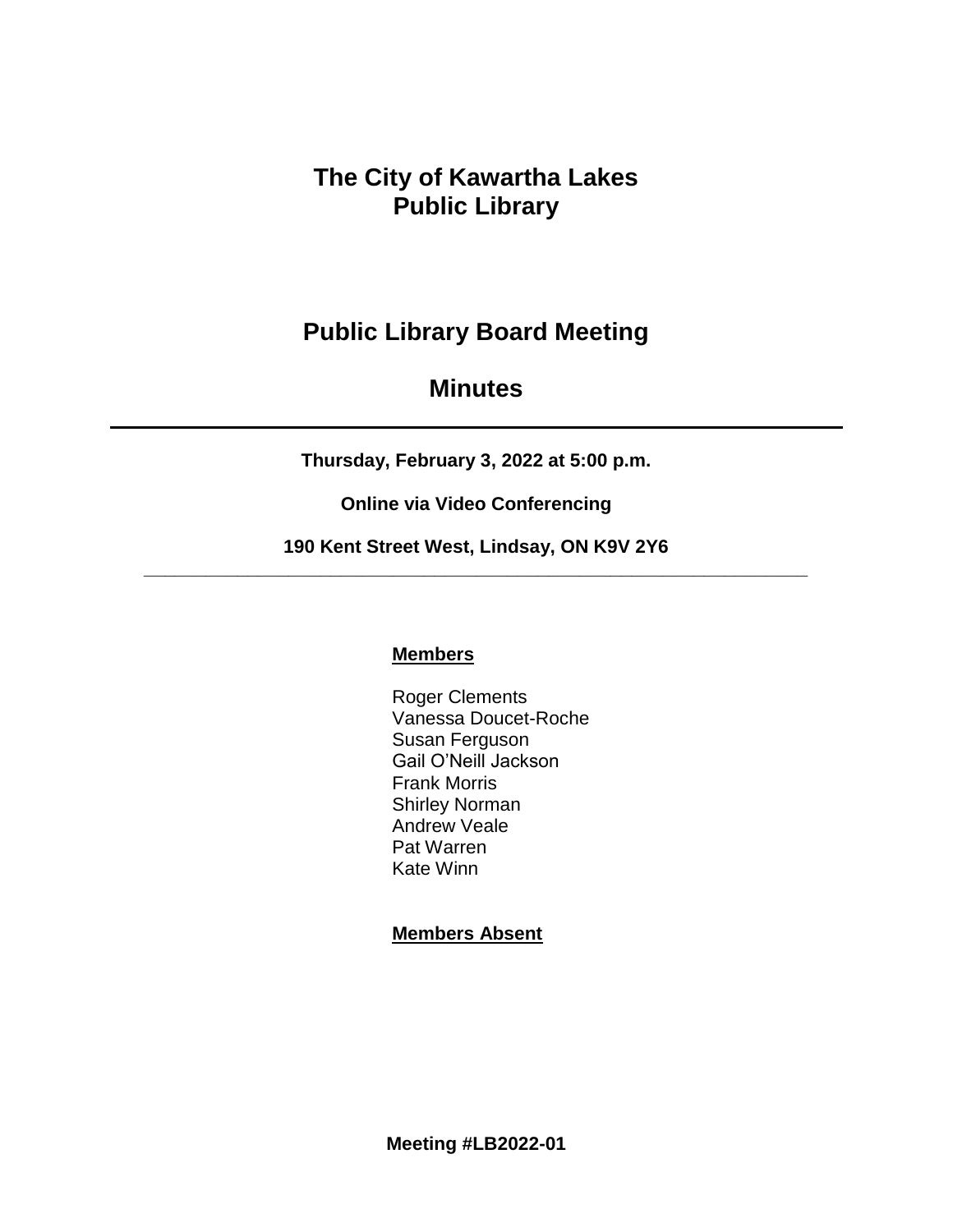# The City of Kawartha Lakes Public Library

## Public Library Board Meeting

## Minutes

---

**Thursday, February 3, 2022 at 5:00 p.m.**

**Online via Video Conferencing**

**190 Kent Street West, Lindsay, ON K9V 2Y6**

---

**Members**

Roger Clements
Vanessa Doucet-Roche
Susan Ferguson
Gail O'Neill Jackson
Frank Morris
Shirley Norman
Andrew Veale
Pat Warren
Kate Winn

**Members Absent**

**Meeting #LB2022-01**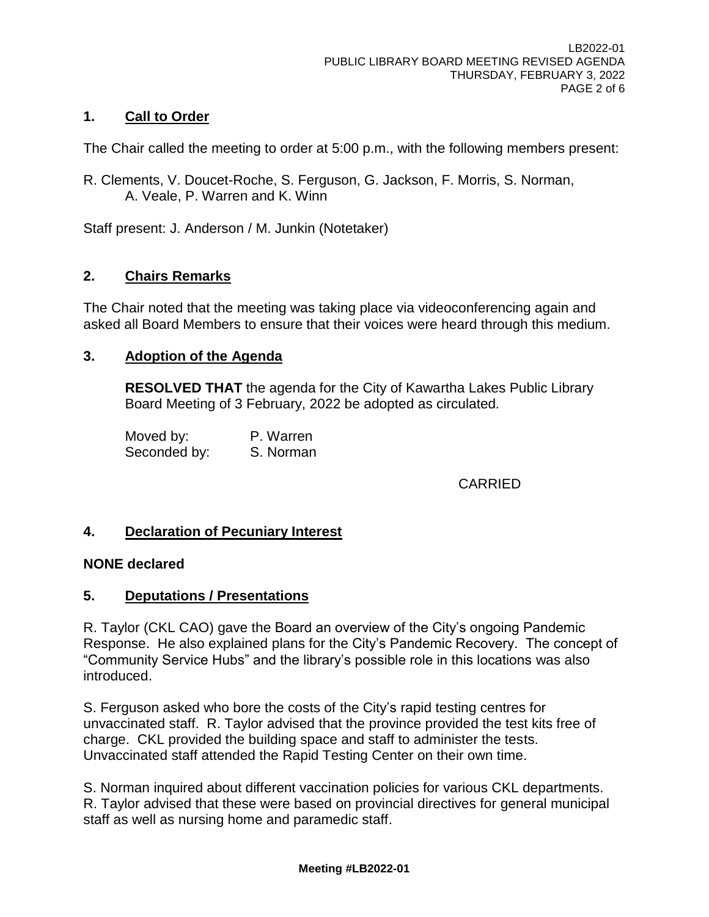## 1. Call to Order

The Chair called the meeting to order at 5:00 p.m., with the following members present:

R. Clements, V. Doucet-Roche, S. Ferguson, G. Jackson, F. Morris, S. Norman, A. Veale, P. Warren and K. Winn

Staff present: J. Anderson / M. Junkin (Notetaker)

## 2. Chairs Remarks

The Chair noted that the meeting was taking place via videoconferencing again and asked all Board Members to ensure that their voices were heard through this medium.

## 3. Adoption of the Agenda

**RESOLVED THAT** the agenda for the City of Kawartha Lakes Public Library Board Meeting of 3 February, 2022 be adopted as circulated.

Moved by: P. Warren
Seconded by: S. Norman

CARRIED

## 4. Declaration of Pecuniary Interest

**NONE declared**

## 5. Deputations / Presentations

R. Taylor (CKL CAO) gave the Board an overview of the City's ongoing Pandemic Response. He also explained plans for the City's Pandemic Recovery. The concept of "Community Service Hubs" and the library's possible role in this locations was also introduced.

S. Ferguson asked who bore the costs of the City's rapid testing centres for unvaccinated staff. R. Taylor advised that the province provided the test kits free of charge. CKL provided the building space and staff to administer the tests. Unvaccinated staff attended the Rapid Testing Center on their own time.

S. Norman inquired about different vaccination policies for various CKL departments. R. Taylor advised that these were based on provincial directives for general municipal staff as well as nursing home and paramedic staff.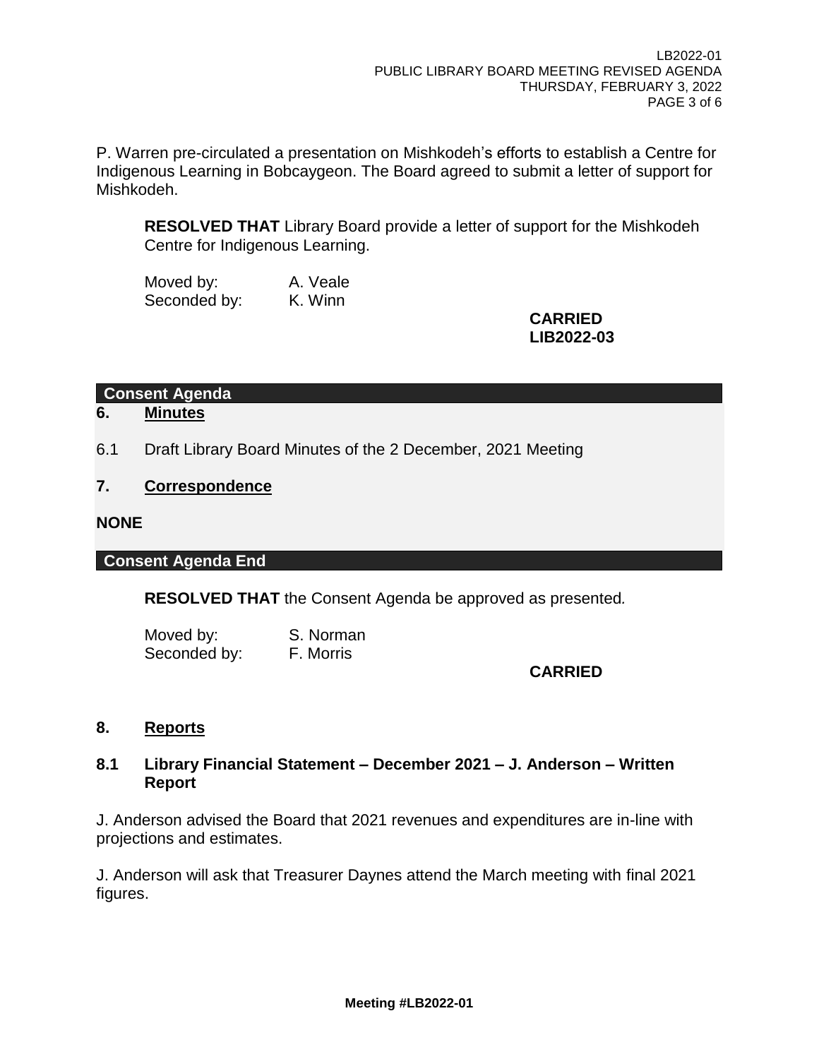P. Warren pre-circulated a presentation on Mishkodeh's efforts to establish a Centre for Indigenous Learning in Bobcaygeon. The Board agreed to submit a letter of support for Mishkodeh.

**RESOLVED THAT** Library Board provide a letter of support for the Mishkodeh Centre for Indigenous Learning.

Moved by: A. Veale
Seconded by: K. Winn

**CARRIED**
**LIB2022-03**

**Consent Agenda**

## 6. Minutes

6.1 Draft Library Board Minutes of the 2 December, 2021 Meeting

## 7. Correspondence

**NONE**

**Consent Agenda End**

**RESOLVED THAT** the Consent Agenda be approved as presented*.*

Moved by: S. Norman
Seconded by: F. Morris

**CARRIED**

## 8. Reports

### 8.1 Library Financial Statement – December 2021 – J. Anderson – Written Report

J. Anderson advised the Board that 2021 revenues and expenditures are in-line with projections and estimates.

J. Anderson will ask that Treasurer Daynes attend the March meeting with final 2021 figures.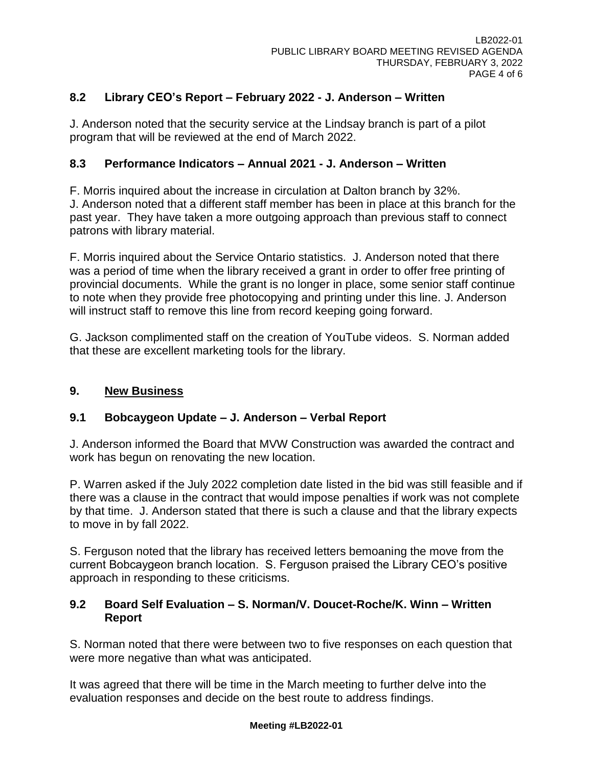### 8.2 Library CEO's Report – February 2022 - J. Anderson – Written

J. Anderson noted that the security service at the Lindsay branch is part of a pilot program that will be reviewed at the end of March 2022.

### 8.3 Performance Indicators – Annual 2021 - J. Anderson – Written

F. Morris inquired about the increase in circulation at Dalton branch by 32%. J. Anderson noted that a different staff member has been in place at this branch for the past year. They have taken a more outgoing approach than previous staff to connect patrons with library material.

F. Morris inquired about the Service Ontario statistics. J. Anderson noted that there was a period of time when the library received a grant in order to offer free printing of provincial documents. While the grant is no longer in place, some senior staff continue to note when they provide free photocopying and printing under this line. J. Anderson will instruct staff to remove this line from record keeping going forward.

G. Jackson complimented staff on the creation of YouTube videos. S. Norman added that these are excellent marketing tools for the library.

## 9. New Business

### 9.1 Bobcaygeon Update – J. Anderson – Verbal Report

J. Anderson informed the Board that MVW Construction was awarded the contract and work has begun on renovating the new location.

P. Warren asked if the July 2022 completion date listed in the bid was still feasible and if there was a clause in the contract that would impose penalties if work was not complete by that time. J. Anderson stated that there is such a clause and that the library expects to move in by fall 2022.

S. Ferguson noted that the library has received letters bemoaning the move from the current Bobcaygeon branch location. S. Ferguson praised the Library CEO's positive approach in responding to these criticisms.

### 9.2 Board Self Evaluation – S. Norman/V. Doucet-Roche/K. Winn – Written Report

S. Norman noted that there were between two to five responses on each question that were more negative than what was anticipated.

It was agreed that there will be time in the March meeting to further delve into the evaluation responses and decide on the best route to address findings.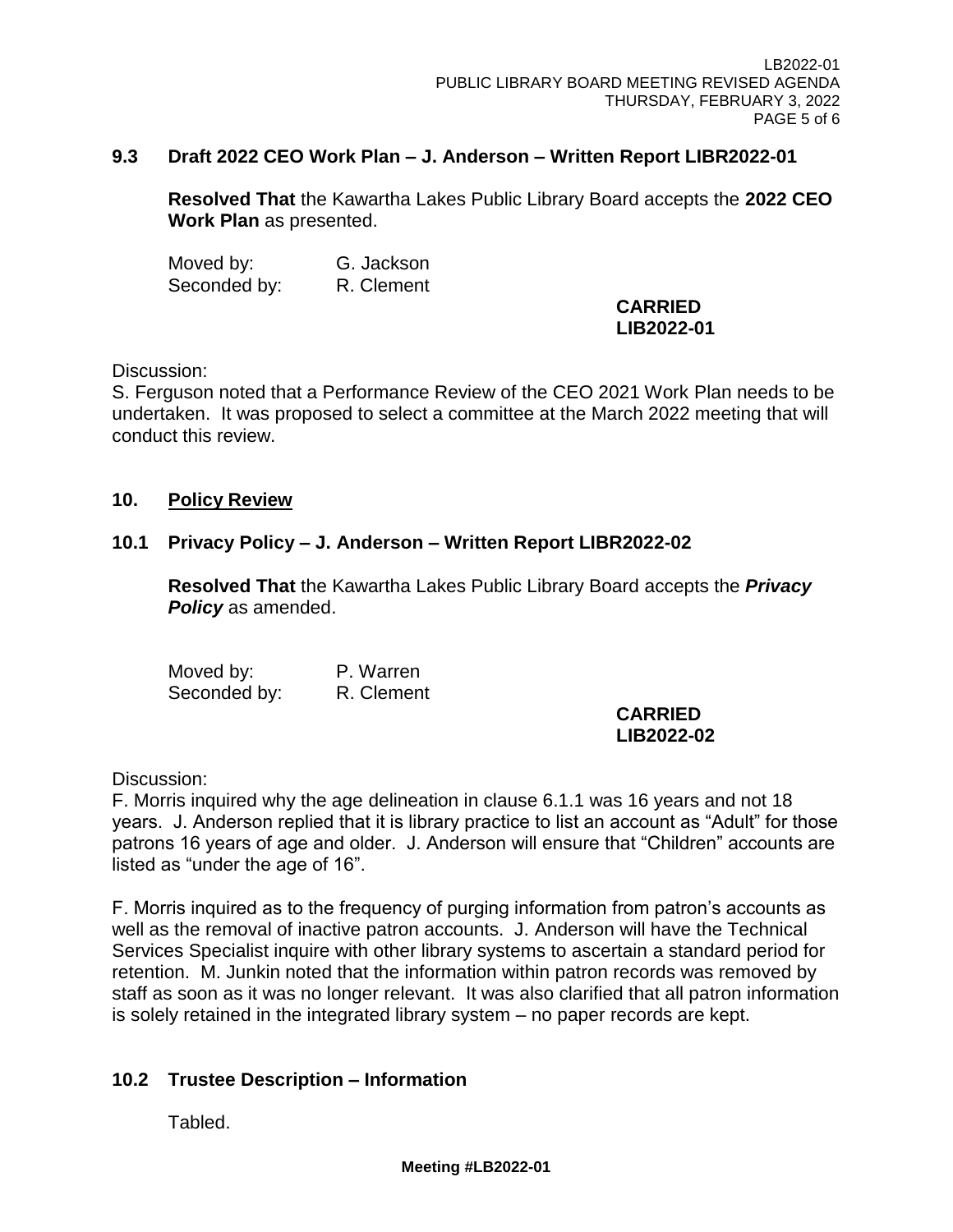### 9.3 Draft 2022 CEO Work Plan – J. Anderson – Written Report LIBR2022-01

**Resolved That** the Kawartha Lakes Public Library Board accepts the **2022 CEO Work Plan** as presented.

Moved by: G. Jackson
Seconded by: R. Clement

**CARRIED**
**LIB2022-01**

Discussion:
S. Ferguson noted that a Performance Review of the CEO 2021 Work Plan needs to be undertaken. It was proposed to select a committee at the March 2022 meeting that will conduct this review.

## 10. Policy Review

### 10.1 Privacy Policy – J. Anderson – Written Report LIBR2022-02

**Resolved That** the Kawartha Lakes Public Library Board accepts the ***Privacy Policy*** as amended.

Moved by: P. Warren
Seconded by: R. Clement

**CARRIED**
**LIB2022-02**

Discussion:
F. Morris inquired why the age delineation in clause 6.1.1 was 16 years and not 18 years. J. Anderson replied that it is library practice to list an account as "Adult" for those patrons 16 years of age and older. J. Anderson will ensure that "Children" accounts are listed as "under the age of 16".

F. Morris inquired as to the frequency of purging information from patron's accounts as well as the removal of inactive patron accounts. J. Anderson will have the Technical Services Specialist inquire with other library systems to ascertain a standard period for retention. M. Junkin noted that the information within patron records was removed by staff as soon as it was no longer relevant. It was also clarified that all patron information is solely retained in the integrated library system – no paper records are kept.

### 10.2 Trustee Description – Information

Tabled.

**Meeting #LB2022-01**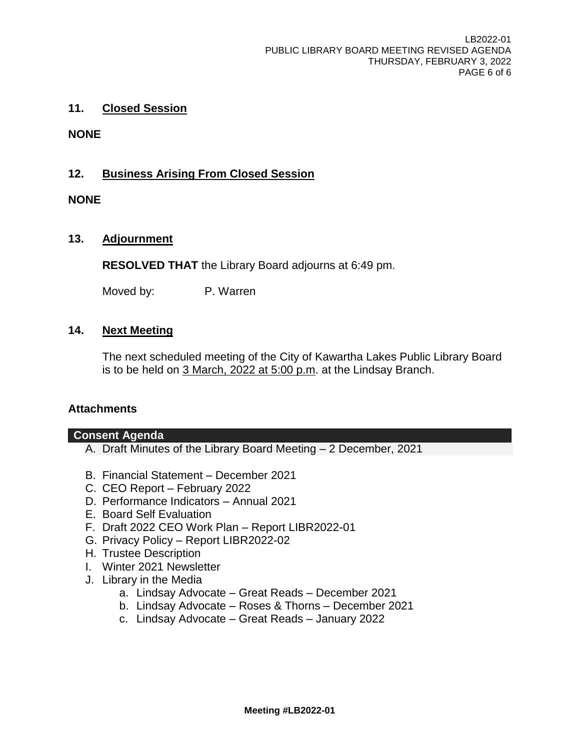## 11. Closed Session

**NONE**

## 12. Business Arising From Closed Session

**NONE**

## 13. Adjournment

**RESOLVED THAT** the Library Board adjourns at 6:49 pm.

Moved by: P. Warren

## 14. Next Meeting

The next scheduled meeting of the City of Kawartha Lakes Public Library Board is to be held on 3 March, 2022 at 5:00 p.m. at the Lindsay Branch.

### Attachments

**Consent Agenda**

A. Draft Minutes of the Library Board Meeting – 2 December, 2021

B. Financial Statement – December 2021
C. CEO Report – February 2022
D. Performance Indicators – Annual 2021
E. Board Self Evaluation
F. Draft 2022 CEO Work Plan – Report LIBR2022-01
G. Privacy Policy – Report LIBR2022-02
H. Trustee Description
I. Winter 2021 Newsletter
J. Library in the Media
   a. Lindsay Advocate – Great Reads – December 2021
   b. Lindsay Advocate – Roses & Thorns – December 2021
   c. Lindsay Advocate – Great Reads – January 2022